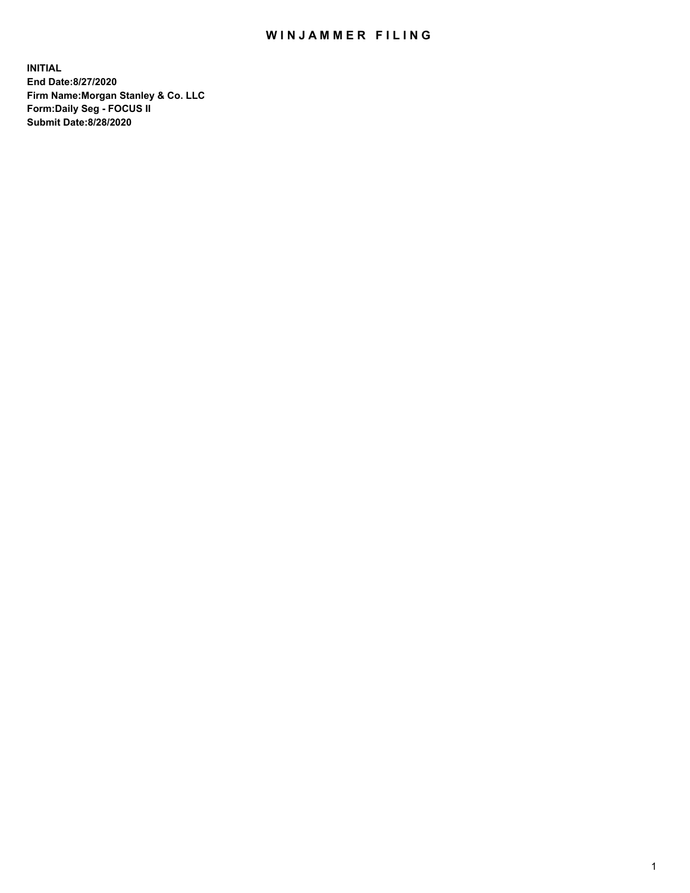# WINJAMMER FILING

**INITIAL**
**End Date:8/27/2020**
**Firm Name:Morgan Stanley & Co. LLC**
**Form:Daily Seg - FOCUS II**
**Submit Date:8/28/2020**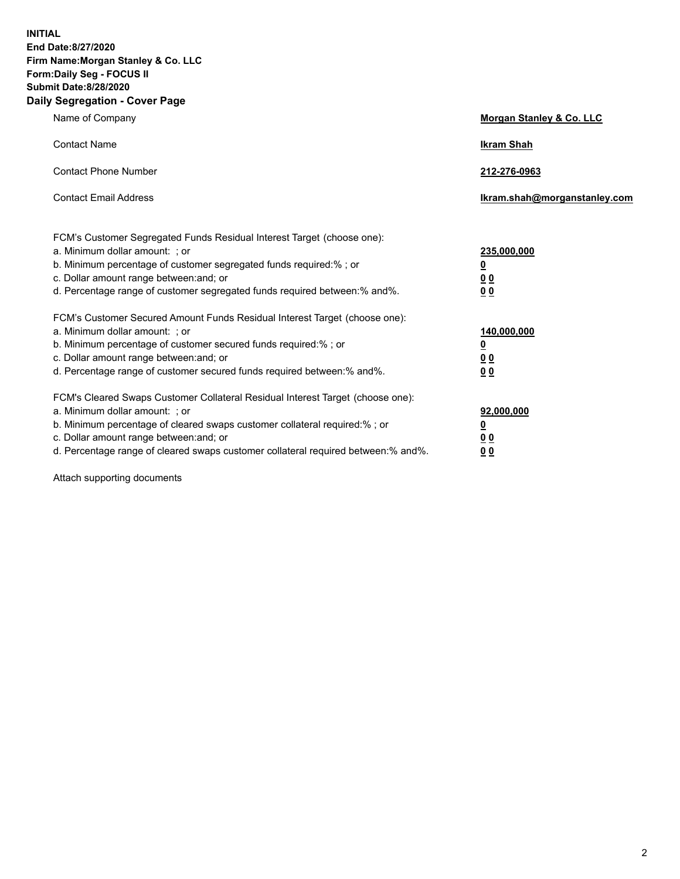**INITIAL**
**End Date:8/27/2020**
**Firm Name:Morgan Stanley & Co. LLC**
**Form:Daily Seg - FOCUS II**
**Submit Date:8/28/2020**

## Daily Segregation - Cover Page

| | |
|---|---|
| Name of Company | **Morgan Stanley & Co. LLC** |
| Contact Name | **Ikram Shah** |
| Contact Phone Number | **212-276-0963** |
| Contact Email Address | **Ikram.shah@morganstanley.com** |

| | |
|---|---|
| FCM's Customer Segregated Funds Residual Interest Target (choose one): | |
| a. Minimum dollar amount: ; or | **235,000,000** |
| b. Minimum percentage of customer segregated funds required:% ; or | **0** |
| c. Dollar amount range between:and; or | **0 0** |
| d. Percentage range of customer segregated funds required between:% and%. | **0 0** |

| | |
|---|---|
| FCM's Customer Secured Amount Funds Residual Interest Target (choose one): | |
| a. Minimum dollar amount: ; or | **140,000,000** |
| b. Minimum percentage of customer secured funds required:% ; or | **0** |
| c. Dollar amount range between:and; or | **0 0** |
| d. Percentage range of customer secured funds required between:% and%. | **0 0** |

| | |
|---|---|
| FCM's Cleared Swaps Customer Collateral Residual Interest Target (choose one): | |
| a. Minimum dollar amount: ; or | **92,000,000** |
| b. Minimum percentage of cleared swaps customer collateral required:% ; or | **0** |
| c. Dollar amount range between:and; or | **0 0** |
| d. Percentage range of cleared swaps customer collateral required between:% and%. | **0 0** |

Attach supporting documents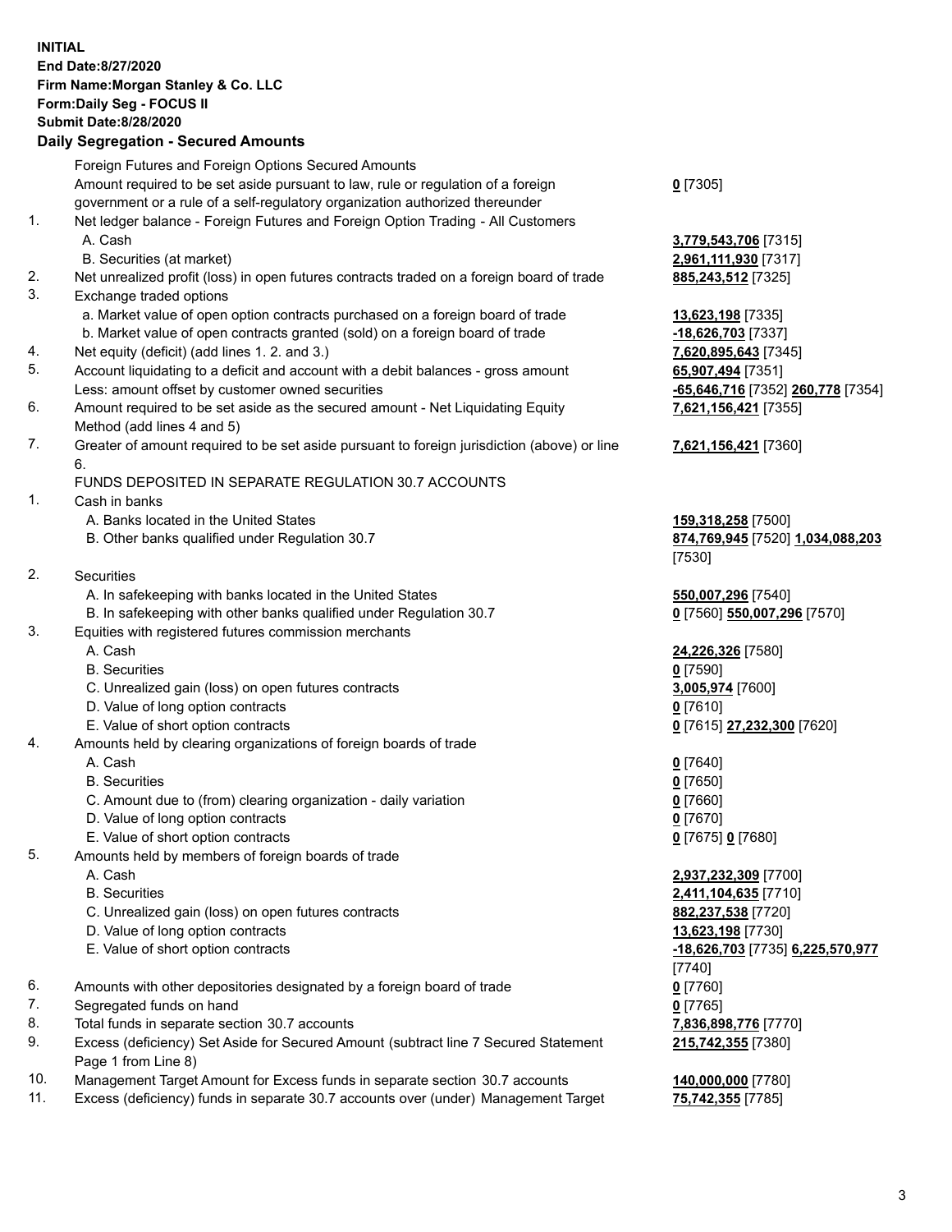**INITIAL**
**End Date:8/27/2020**
**Firm Name:Morgan Stanley & Co. LLC**
**Form:Daily Seg - FOCUS II**
**Submit Date:8/28/2020**

**Daily Segregation - Secured Amounts**

| | | |
|---|---|---|
| | Foreign Futures and Foreign Options Secured Amounts | |
| | Amount required to be set aside pursuant to law, rule or regulation of a foreign government or a rule of a self-regulatory organization authorized thereunder | **0** [7305] |
| 1. | Net ledger balance - Foreign Futures and Foreign Option Trading - All Customers | |
| | A. Cash | **3,779,543,706** [7315] |
| | B. Securities (at market) | **2,961,111,930** [7317] |
| 2. | Net unrealized profit (loss) in open futures contracts traded on a foreign board of trade | **885,243,512** [7325] |
| 3. | Exchange traded options | |
| | a. Market value of open option contracts purchased on a foreign board of trade | **13,623,198** [7335] |
| | b. Market value of open contracts granted (sold) on a foreign board of trade | **-18,626,703** [7337] |
| 4. | Net equity (deficit) (add lines 1. 2. and 3.) | **7,620,895,643** [7345] |
| 5. | Account liquidating to a deficit and account with a debit balances - gross amount | **65,907,494** [7351] |
| | Less: amount offset by customer owned securities | **-65,646,716** [7352] **260,778** [7354] |
| 6. | Amount required to be set aside as the secured amount - Net Liquidating Equity Method (add lines 4 and 5) | **7,621,156,421** [7355] |
| 7. | Greater of amount required to be set aside pursuant to foreign jurisdiction (above) or line 6. | **7,621,156,421** [7360] |
| | FUNDS DEPOSITED IN SEPARATE REGULATION 30.7 ACCOUNTS | |
| 1. | Cash in banks | |
| | A. Banks located in the United States | **159,318,258** [7500] |
| | B. Other banks qualified under Regulation 30.7 | **874,769,945** [7520] **1,034,088,203** [7530] |
| 2. | Securities | |
| | A. In safekeeping with banks located in the United States | **550,007,296** [7540] |
| | B. In safekeeping with other banks qualified under Regulation 30.7 | **0** [7560] **550,007,296** [7570] |
| 3. | Equities with registered futures commission merchants | |
| | A. Cash | **24,226,326** [7580] |
| | B. Securities | **0** [7590] |
| | C. Unrealized gain (loss) on open futures contracts | **3,005,974** [7600] |
| | D. Value of long option contracts | **0** [7610] |
| | E. Value of short option contracts | **0** [7615] **27,232,300** [7620] |
| 4. | Amounts held by clearing organizations of foreign boards of trade | |
| | A. Cash | **0** [7640] |
| | B. Securities | **0** [7650] |
| | C. Amount due to (from) clearing organization - daily variation | **0** [7660] |
| | D. Value of long option contracts | **0** [7670] |
| | E. Value of short option contracts | **0** [7675] **0** [7680] |
| 5. | Amounts held by members of foreign boards of trade | |
| | A. Cash | **2,937,232,309** [7700] |
| | B. Securities | **2,411,104,635** [7710] |
| | C. Unrealized gain (loss) on open futures contracts | **882,237,538** [7720] |
| | D. Value of long option contracts | **13,623,198** [7730] |
| | E. Value of short option contracts | **-18,626,703** [7735] **6,225,570,977** [7740] |
| 6. | Amounts with other depositories designated by a foreign board of trade | **0** [7760] |
| 7. | Segregated funds on hand | **0** [7765] |
| 8. | Total funds in separate section 30.7 accounts | **7,836,898,776** [7770] |
| 9. | Excess (deficiency) Set Aside for Secured Amount (subtract line 7 Secured Statement Page 1 from Line 8) | **215,742,355** [7380] |
| 10. | Management Target Amount for Excess funds in separate section 30.7 accounts | **140,000,000** [7780] |
| 11. | Excess (deficiency) funds in separate 30.7 accounts over (under) Management Target | **75,742,355** [7785] |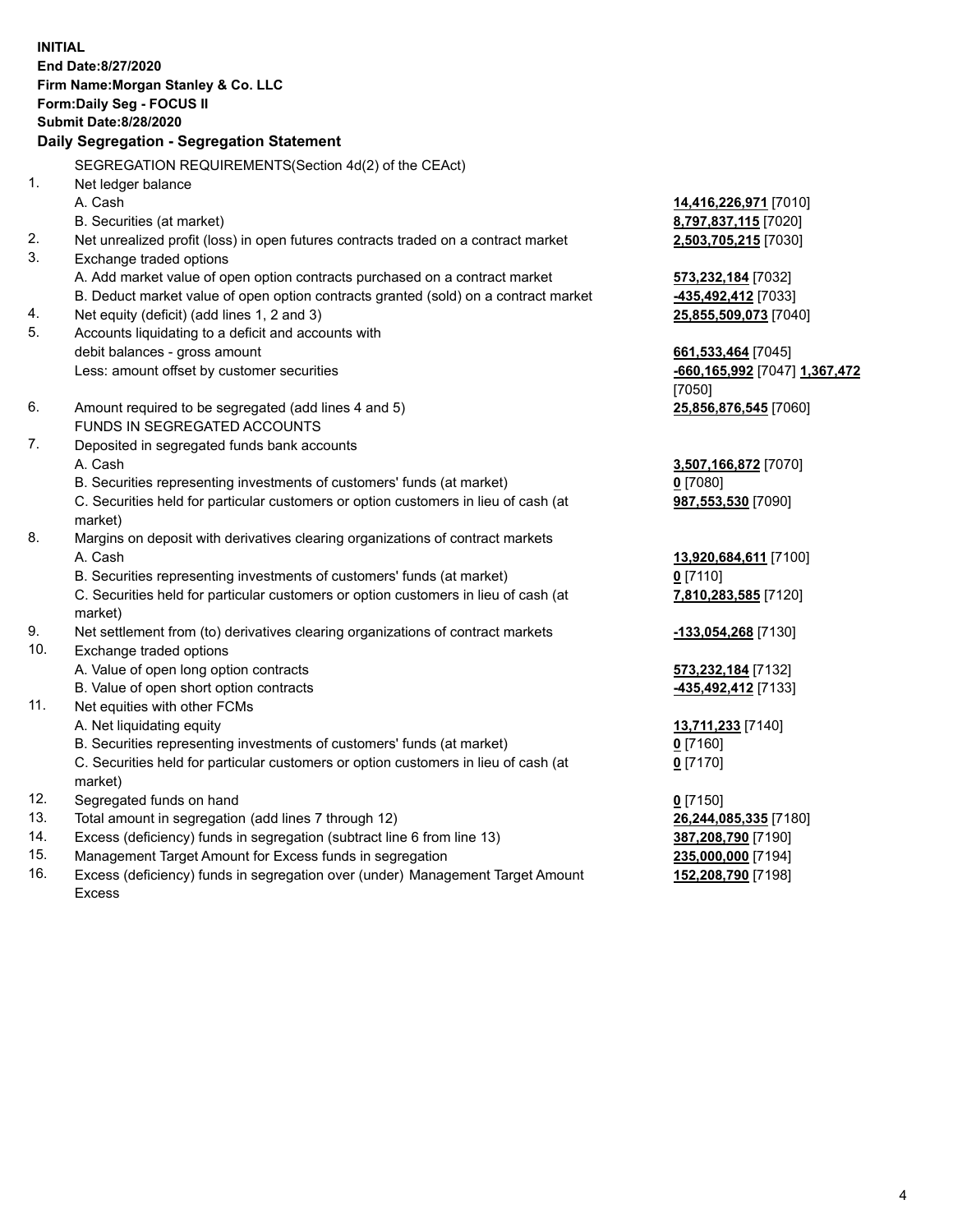**INITIAL**
**End Date:8/27/2020**
**Firm Name:Morgan Stanley & Co. LLC**
**Form:Daily Seg - FOCUS II**
**Submit Date:8/28/2020**

## Daily Segregation - Segregation Statement

SEGREGATION REQUIREMENTS(Section 4d(2) of the CEAct)

| | | |
|---|---|---|
| 1. | Net ledger balance | |
| | A. Cash | **14,416,226,971** [7010] |
| | B. Securities (at market) | **8,797,837,115** [7020] |
| 2. | Net unrealized profit (loss) in open futures contracts traded on a contract market | **2,503,705,215** [7030] |
| 3. | Exchange traded options | |
| | A. Add market value of open option contracts purchased on a contract market | **573,232,184** [7032] |
| | B. Deduct market value of open option contracts granted (sold) on a contract market | **-435,492,412** [7033] |
| 4. | Net equity (deficit) (add lines 1, 2 and 3) | **25,855,509,073** [7040] |
| 5. | Accounts liquidating to a deficit and accounts with debit balances - gross amount | **661,533,464** [7045] |
| | Less: amount offset by customer securities | **-660,165,992** [7047] **1,367,472** [7050] |
| 6. | Amount required to be segregated (add lines 4 and 5) | **25,856,876,545** [7060] |
| | FUNDS IN SEGREGATED ACCOUNTS | |
| 7. | Deposited in segregated funds bank accounts | |
| | A. Cash | **3,507,166,872** [7070] |
| | B. Securities representing investments of customers' funds (at market) | **0** [7080] |
| | C. Securities held for particular customers or option customers in lieu of cash (at market) | **987,553,530** [7090] |
| 8. | Margins on deposit with derivatives clearing organizations of contract markets | |
| | A. Cash | **13,920,684,611** [7100] |
| | B. Securities representing investments of customers' funds (at market) | **0** [7110] |
| | C. Securities held for particular customers or option customers in lieu of cash (at market) | **7,810,283,585** [7120] |
| 9. | Net settlement from (to) derivatives clearing organizations of contract markets | **-133,054,268** [7130] |
| 10. | Exchange traded options | |
| | A. Value of open long option contracts | **573,232,184** [7132] |
| | B. Value of open short option contracts | **-435,492,412** [7133] |
| 11. | Net equities with other FCMs | |
| | A. Net liquidating equity | **13,711,233** [7140] |
| | B. Securities representing investments of customers' funds (at market) | **0** [7160] |
| | C. Securities held for particular customers or option customers in lieu of cash (at market) | **0** [7170] |
| 12. | Segregated funds on hand | **0** [7150] |
| 13. | Total amount in segregation (add lines 7 through 12) | **26,244,085,335** [7180] |
| 14. | Excess (deficiency) funds in segregation (subtract line 6 from line 13) | **387,208,790** [7190] |
| 15. | Management Target Amount for Excess funds in segregation | **235,000,000** [7194] |
| 16. | Excess (deficiency) funds in segregation over (under) Management Target Amount Excess | **152,208,790** [7198] |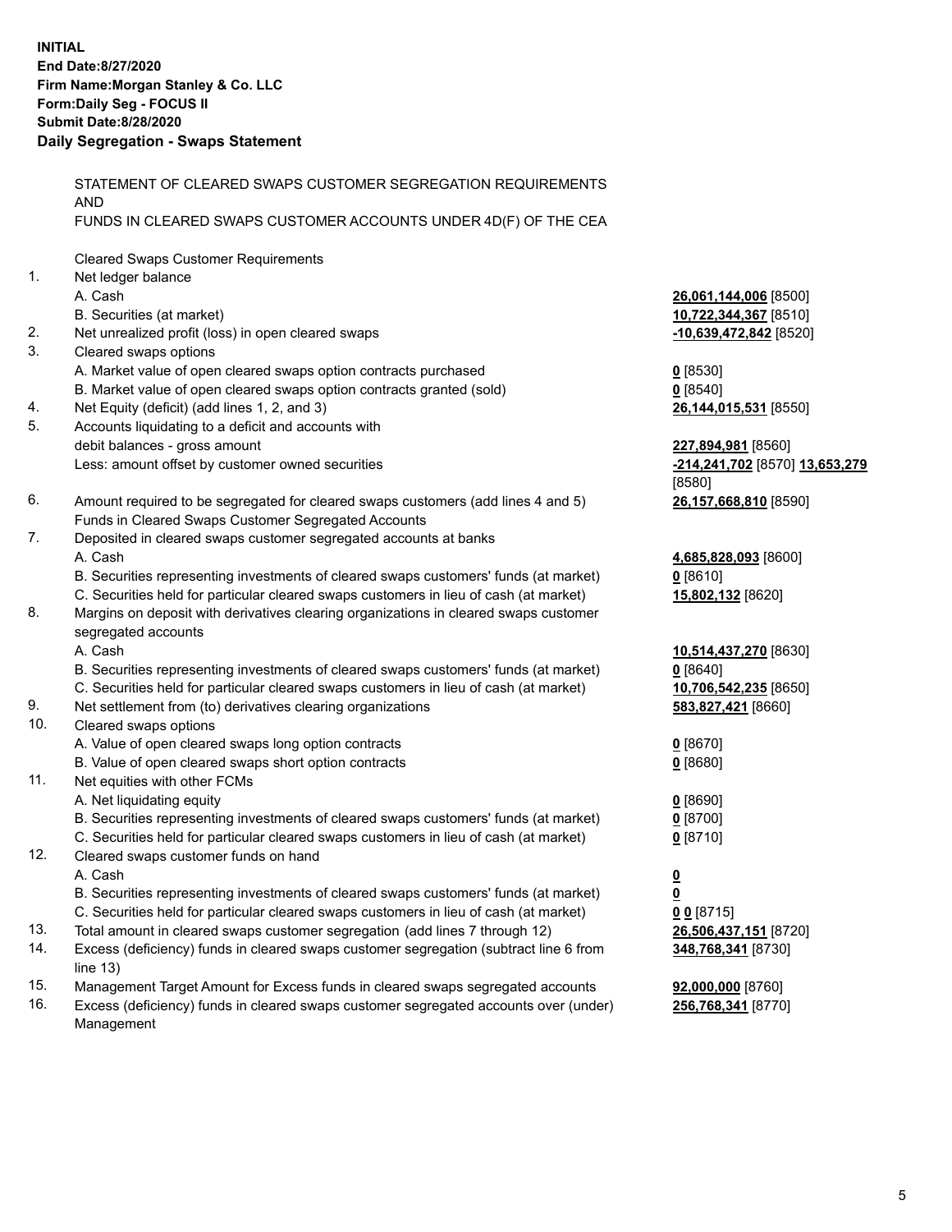**INITIAL**
**End Date:8/27/2020**
**Firm Name:Morgan Stanley & Co. LLC**
**Form:Daily Seg - FOCUS II**
**Submit Date:8/28/2020**
**Daily Segregation - Swaps Statement**

STATEMENT OF CLEARED SWAPS CUSTOMER SEGREGATION REQUIREMENTS AND
FUNDS IN CLEARED SWAPS CUSTOMER ACCOUNTS UNDER 4D(F) OF THE CEA

| | | |
|---|---|---|
| | Cleared Swaps Customer Requirements | |
| 1. | Net ledger balance | |
| | A. Cash | **26,061,144,006** [8500] |
| | B. Securities (at market) | **10,722,344,367** [8510] |
| 2. | Net unrealized profit (loss) in open cleared swaps | **-10,639,472,842** [8520] |
| 3. | Cleared swaps options | |
| | A. Market value of open cleared swaps option contracts purchased | **0** [8530] |
| | B. Market value of open cleared swaps option contracts granted (sold) | **0** [8540] |
| 4. | Net Equity (deficit) (add lines 1, 2, and 3) | **26,144,015,531** [8550] |
| 5. | Accounts liquidating to a deficit and accounts with debit balances - gross amount | **227,894,981** [8560] |
| | Less: amount offset by customer owned securities | **-214,241,702** [8570] **13,653,279** [8580] |
| 6. | Amount required to be segregated for cleared swaps customers (add lines 4 and 5) | **26,157,668,810** [8590] |
| | Funds in Cleared Swaps Customer Segregated Accounts | |
| 7. | Deposited in cleared swaps customer segregated accounts at banks | |
| | A. Cash | **4,685,828,093** [8600] |
| | B. Securities representing investments of cleared swaps customers' funds (at market) | **0** [8610] |
| | C. Securities held for particular cleared swaps customers in lieu of cash (at market) | **15,802,132** [8620] |
| 8. | Margins on deposit with derivatives clearing organizations in cleared swaps customer segregated accounts | |
| | A. Cash | **10,514,437,270** [8630] |
| | B. Securities representing investments of cleared swaps customers' funds (at market) | **0** [8640] |
| | C. Securities held for particular cleared swaps customers in lieu of cash (at market) | **10,706,542,235** [8650] |
| 9. | Net settlement from (to) derivatives clearing organizations | **583,827,421** [8660] |
| 10. | Cleared swaps options | |
| | A. Value of open cleared swaps long option contracts | **0** [8670] |
| | B. Value of open cleared swaps short option contracts | **0** [8680] |
| 11. | Net equities with other FCMs | |
| | A. Net liquidating equity | **0** [8690] |
| | B. Securities representing investments of cleared swaps customers' funds (at market) | **0** [8700] |
| | C. Securities held for particular cleared swaps customers in lieu of cash (at market) | **0** [8710] |
| 12. | Cleared swaps customer funds on hand | |
| | A. Cash | **0** |
| | B. Securities representing investments of cleared swaps customers' funds (at market) | **0** |
| | C. Securities held for particular cleared swaps customers in lieu of cash (at market) | **0** **0** [8715] |
| 13. | Total amount in cleared swaps customer segregation (add lines 7 through 12) | **26,506,437,151** [8720] |
| 14. | Excess (deficiency) funds in cleared swaps customer segregation (subtract line 6 from line 13) | **348,768,341** [8730] |
| 15. | Management Target Amount for Excess funds in cleared swaps segregated accounts | **92,000,000** [8760] |
| 16. | Excess (deficiency) funds in cleared swaps customer segregated accounts over (under) Management | **256,768,341** [8770] |